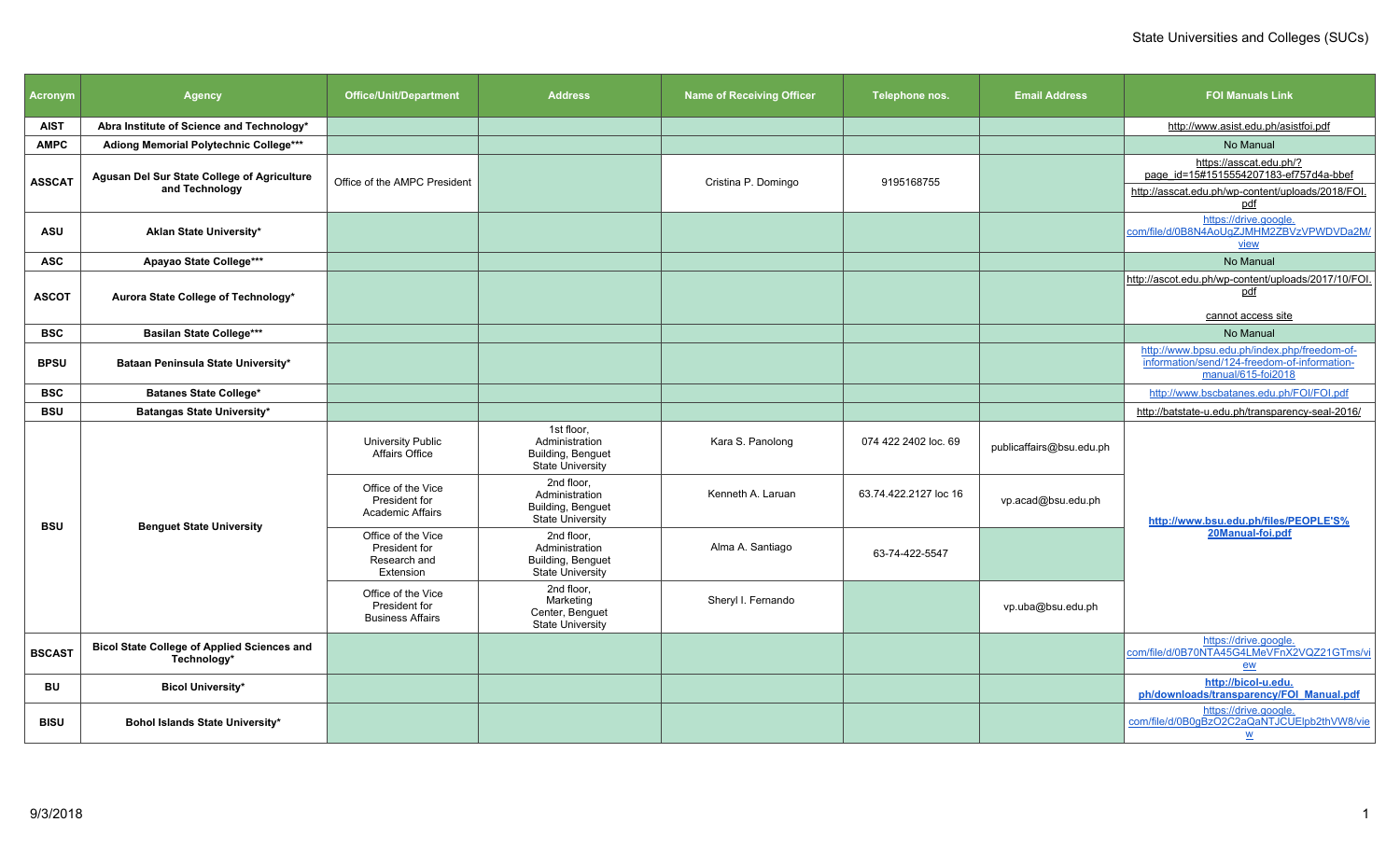| Acronym | Agency | Office/Unit/Department | Address | Name of Receiving Officer | Telephone nos. | Email Address | FOI Manuals Link |
|---|---|---|---|---|---|---|---|
| **AIST** | **Abra Institute of Science and Technology*** | | | | | | http://www.asist.edu.ph/asistfoi.pdf |
| **AMPC** | **Adiong Memorial Polytechnic College***** | | | | | | No Manual |
| **ASSCAT** | **Agusan Del Sur State College of Agriculture and Technology** | Office of the AMPC President | | Cristina P. Domingo | 9195168755 | | https://asscat.edu.ph/?page_id=15#1515554207183-ef757d4a-bbef<br>http://asscat.edu.ph/wp-content/uploads/2018/FOI.pdf |
| **ASU** | **Aklan State University*** | | | | | | https://drive.google.com/file/d/0B8N4AoUgZJMHM2ZBVzVPWDVDa2M/view |
| **ASC** | **Apayao State College***** | | | | | | No Manual |
| **ASCOT** | **Aurora State College of Technology*** | | | | | | http://ascot.edu.ph/wp-content/uploads/2017/10/FOI.pdf<br>cannot access site |
| **BSC** | **Basilan State College***** | | | | | | No Manual |
| **BPSU** | **Bataan Peninsula State University*** | | | | | | http://www.bpsu.edu.ph/index.php/freedom-of-information/send/124-freedom-of-information-manual/615-foi2018 |
| **BSC** | **Batanes State College*** | | | | | | http://www.bscbatanes.edu.ph/FOI/FOI.pdf |
| **BSU** | **Batangas State University*** | | | | | | http://batstate-u.edu.ph/transparency-seal-2016/ |
| **BSU** | **Benguet State University** | University Public Affairs Office | 1st floor, Administration Building, Benguet State University | Kara S. Panolong | 074 422 2402 loc. 69 | publicaffairs@bsu.edu.ph | **http://www.bsu.edu.ph/files/PEOPLE'S%20Manual-foi.pdf** |
| | | Office of the Vice President for Academic Affairs | 2nd floor, Administration Building, Benguet State University | Kenneth A. Laruan | 63.74.422.2127 loc 16 | vp.acad@bsu.edu.ph | |
| | | Office of the Vice President for Research and Extension | 2nd floor, Administration Building, Benguet State University | Alma A. Santiago | 63-74-422-5547 | | |
| | | Office of the Vice President for Business Affairs | 2nd floor, Marketing Center, Benguet State University | Sheryl I. Fernando | | vp.uba@bsu.edu.ph | |
| **BSCAST** | **Bicol State College of Applied Sciences and Technology*** | | | | | | https://drive.google.com/file/d/0B70NTA45G4LMeVFnX2VQZ21GTms/view |
| **BU** | **Bicol University*** | | | | | | **http://bicol-u.edu.ph/downloads/transparency/FOI_Manual.pdf** |
| **BISU** | **Bohol Islands State University*** | | | | | | https://drive.google.com/file/d/0B0gBzO2C2aQaNTJCUElpb2thVW8/view |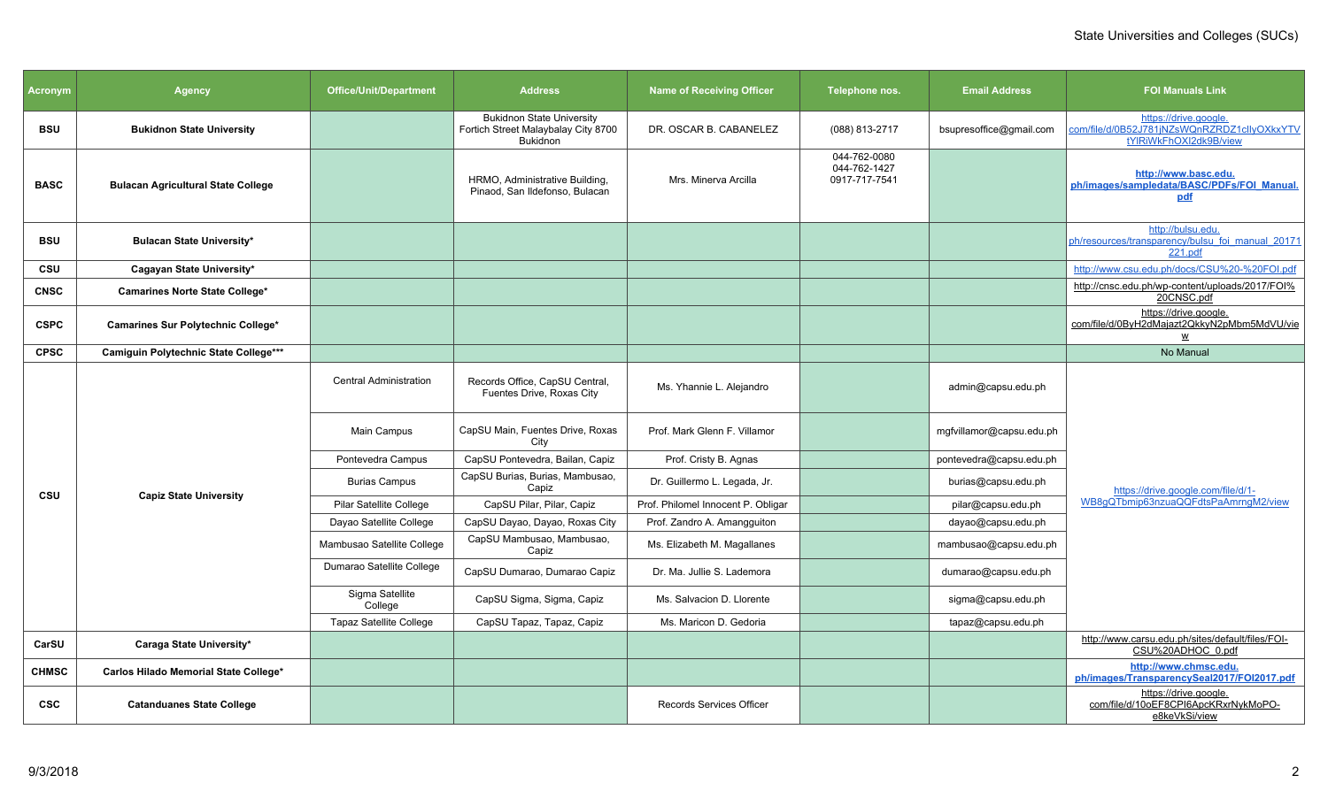| Acronym | Agency | Office/Unit/Department | Address | Name of Receiving Officer | Telephone nos. | Email Address | FOI Manuals Link |
|---|---|---|---|---|---|---|---|
| BSU | Bukidnon State University | | Bukidnon State University Fortich Street Malaybalay City 8700 Bukidnon | DR. OSCAR B. CABANELEZ | (088) 813-2717 | bsupresoffice@gmail.com | https://drive.google.com/file/d/0B52J781jNZsWQnRZRDZ1cllyOXkxYTVtYlRiWkFhOXl2dk9B/view |
| BASC | Bulacan Agricultural State College | | HRMO, Administrative Building, Pinaod, San Ildefonso, Bulacan | Mrs. Minerva Arcilla | 044-762-0080 044-762-1427 0917-717-7541 | | **http://www.basc.edu.ph/images/sampledata/BASC/PDFs/FOI_Manual.pdf** |
| BSU | Bulacan State University* | | | | | | http://bulsu.edu.ph/resources/transparency/bulsu_foi_manual_20171221.pdf |
| CSU | Cagayan State University* | | | | | | http://www.csu.edu.ph/docs/CSU%20-%20FOI.pdf |
| CNSC | Camarines Norte State College* | | | | | | http://cnsc.edu.ph/wp-content/uploads/2017/FOI%20CNSC.pdf |
| CSPC | Camarines Sur Polytechnic College* | | | | | | https://drive.google.com/file/d/0ByH2dMajazt2QkkyN2pMbm5MdVU/view |
| CPSC | Camiguin Polytechnic State College*** | | | | | | No Manual |
| CSU | Capiz State University | Central Administration | Records Office, CapSU Central, Fuentes Drive, Roxas City | Ms. Yhannie L. Alejandro | | admin@capsu.edu.ph | https://drive.google.com/file/d/1-WB8gQTbmip63nzuaQQFdtsPaAmrngM2/view |
| | | Main Campus | CapSU Main, Fuentes Drive, Roxas City | Prof. Mark Glenn F. Villamor | | mgfvillamor@capsu.edu.ph | |
| | | Pontevedra Campus | CapSU Pontevedra, Bailan, Capiz | Prof. Cristy B. Agnas | | pontevedra@capsu.edu.ph | |
| | | Burias Campus | CapSU Burias, Burias, Mambusao, Capiz | Dr. Guillermo L. Legada, Jr. | | burias@capsu.edu.ph | |
| | | Pilar Satellite College | CapSU Pilar, Pilar, Capiz | Prof. Philomel Innocent P. Obligar | | pilar@capsu.edu.ph | |
| | | Dayao Satellite College | CapSU Dayao, Dayao, Roxas City | Prof. Zandro A. Amangguiton | | dayao@capsu.edu.ph | |
| | | Mambusao Satellite College | CapSU Mambusao, Mambusao, Capiz | Ms. Elizabeth M. Magallanes | | mambusao@capsu.edu.ph | |
| | | Dumarao Satellite College | CapSU Dumarao, Dumarao Capiz | Dr. Ma. Jullie S. Lademora | | dumarao@capsu.edu.ph | |
| | | Sigma Satellite College | CapSU Sigma, Sigma, Capiz | Ms. Salvacion D. Llorente | | sigma@capsu.edu.ph | |
| | | Tapaz Satellite College | CapSU Tapaz, Tapaz, Capiz | Ms. Maricon D. Gedoria | | tapaz@capsu.edu.ph | |
| CarSU | Caraga State University* | | | | | | http://www.carsu.edu.ph/sites/default/files/FOI-CSU%20ADHOC_0.pdf |
| CHMSC | Carlos Hilado Memorial State College* | | | | | | **http://www.chmsc.edu.ph/images/TransparencySeal2017/FOI2017.pdf** |
| CSC | Catanduanes State College | | | Records Services Officer | | | https://drive.google.com/file/d/10oEF8CPI6ApcKRxrNykMoPO-e8keVkSi/view |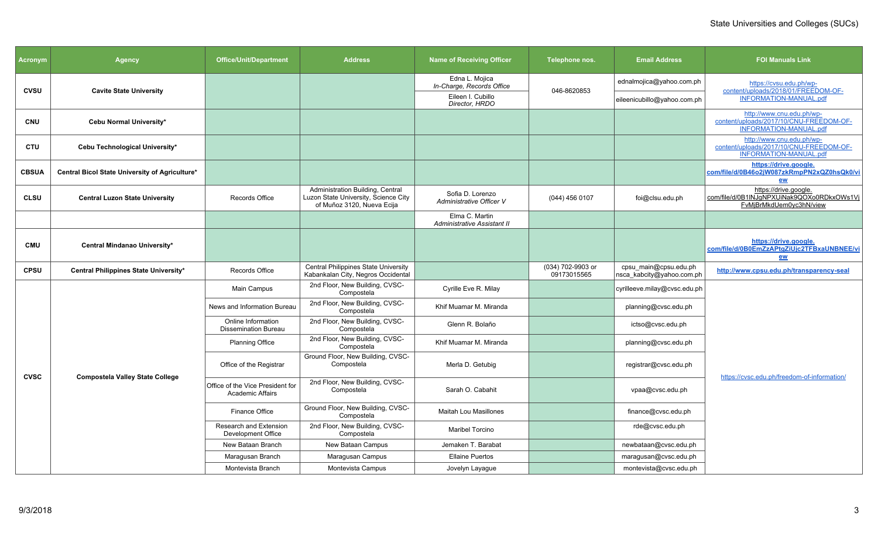| Acronym | Agency | Office/Unit/Department | Address | Name of Receiving Officer | Telephone nos. | Email Address | FOI Manuals Link |
|---|---|---|---|---|---|---|---|
| CVSU | Cavite State University | | | Edna L. Mojica *In-Charge, Records Office* | 046-8620853 | ednalmojica@yahoo.com.ph | https://cvsu.edu.ph/wp-content/uploads/2018/01/FREEDOM-OF-INFORMATION-MANUAL.pdf |
| | | | | Eileen I. Cubillo *Director, HRDO* | | eileenicubillo@yahoo.com.ph | |
| CNU | Cebu Normal University* | | | | | | http://www.cnu.edu.ph/wp-content/uploads/2017/10/CNU-FREEDOM-OF-INFORMATION-MANUAL.pdf |
| CTU | Cebu Technological University* | | | | | | http://www.cnu.edu.ph/wp-content/uploads/2017/10/CNU-FREEDOM-OF-INFORMATION-MANUAL.pdf |
| CBSUA | Central Bicol State University of Agriculture* | | | | | | **https://drive.google.com/file/d/0B46o2jW087zkRmpPN2xQZ0hsQk0/view** |
| CLSU | Central Luzon State University | Records Office | Administration Building, Central Luzon State University, Science City of Muñoz 3120, Nueva Ecija | Sofia D. Lorenzo *Administrative Officer V* | (044) 456 0107 | foi@clsu.edu.ph | https://drive.google.com/file/d/0B1INJgNPXUiNak9QOXo0RDkxOWs1VjFvMjBrMkdUem0yc3hN/view |
| | | | | Elma C. Martin *Administrative Assistant II* | | | |
| CMU | Central Mindanao University* | | | | | | **https://drive.google.com/file/d/0B0EmZzAPtqZiUjc2TFBxaUNBNEE/view** |
| CPSU | Central Philippines State University* | Records Office | Central Philippines State University Kabankalan City, Negros Occidental | | (034) 702-9903 or 09173015565 | cpsu_main@cpsu.edu.ph nsca_kabcity@yahoo.com.ph | **http://www.cpsu.edu.ph/transparency-seal** |
| CVSC | Compostela Valley State College | Main Campus | 2nd Floor, New Building, CVSC-Compostela | Cyrille Eve R. Milay | | cyrilleeve.milay@cvsc.edu.ph | https://cvsc.edu.ph/freedom-of-information/ |
| | | News and Information Bureau | 2nd Floor, New Building, CVSC-Compostela | Khif Muamar M. Miranda | | planning@cvsc.edu.ph | |
| | | Online Information Dissemination Bureau | 2nd Floor, New Building, CVSC-Compostela | Glenn R. Bolaño | | ictso@cvsc.edu.ph | |
| | | Planning Office | 2nd Floor, New Building, CVSC-Compostela | Khif Muamar M. Miranda | | planning@cvsc.edu.ph | |
| | | Office of the Registrar | Ground Floor, New Building, CVSC-Compostela | Merla D. Getubig | | registrar@cvsc.edu.ph | |
| | | Office of the Vice President for Academic Affairs | 2nd Floor, New Building, CVSC-Compostela | Sarah O. Cabahit | | vpaa@cvsc.edu.ph | |
| | | Finance Office | Ground Floor, New Building, CVSC-Compostela | Maitah Lou Masillones | | finance@cvsc.edu.ph | |
| | | Research and Extension Development Office | 2nd Floor, New Building, CVSC-Compostela | Maribel Torcino | | rde@cvsc.edu.ph | |
| | | New Bataan Branch | New Bataan Campus | Jemaken T. Barabat | | newbataan@cvsc.edu.ph | |
| | | Maragusan Branch | Maragusan Campus | Ellaine Puertos | | maragusan@cvsc.edu.ph | |
| | | Montevista Branch | Montevista Campus | Jovelyn Layague | | montevista@cvsc.edu.ph | |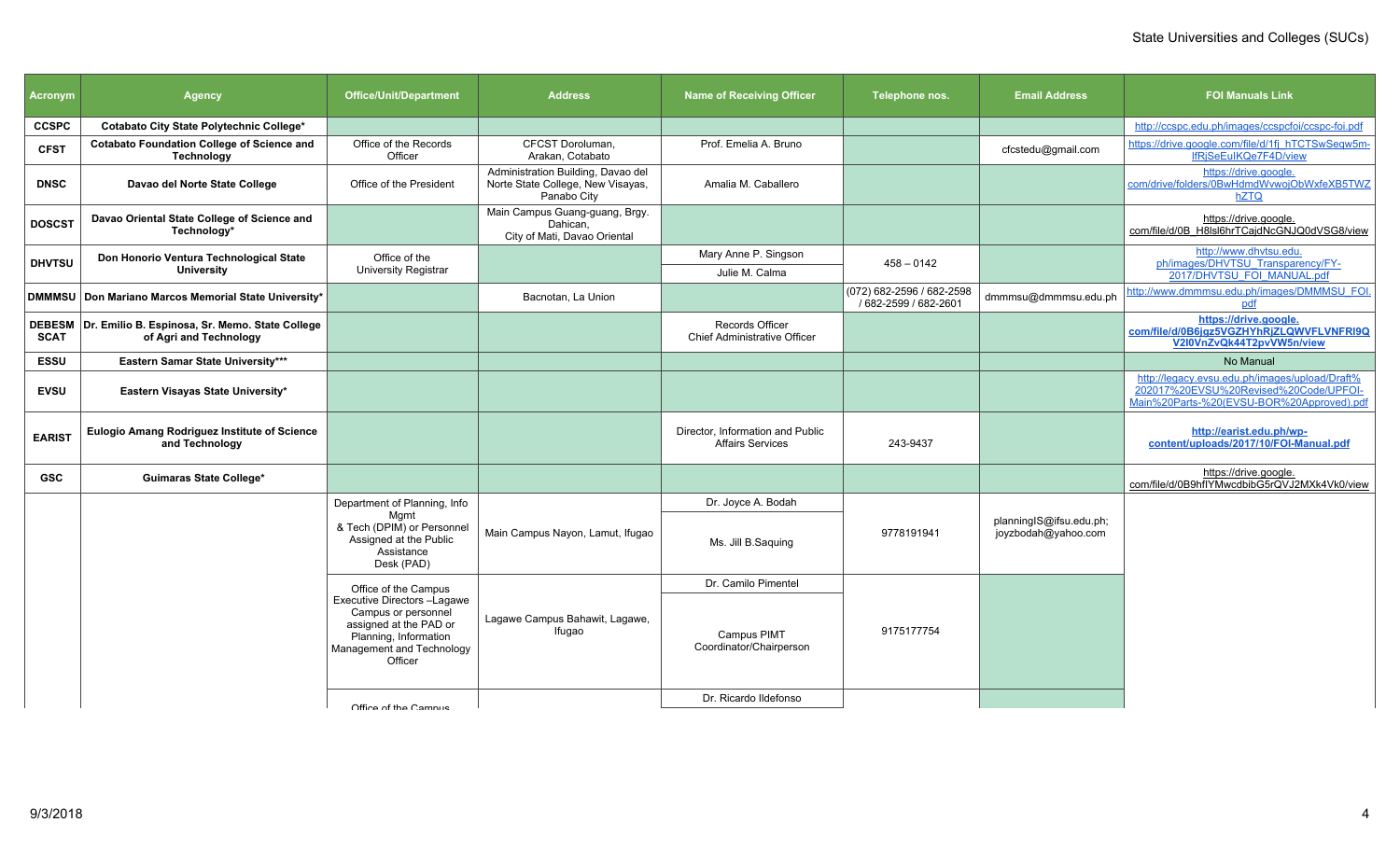| Acronym | Agency | Office/Unit/Department | Address | Name of Receiving Officer | Telephone nos. | Email Address | FOI Manuals Link |
|---|---|---|---|---|---|---|---|
| **CCSPC** | **Cotabato City State Polytechnic College*** | | | | | | http://ccspc.edu.ph/images/ccspcfoi/ccspc-foi.pdf |
| **CFST** | **Cotabato Foundation College of Science and Technology** | Office of the Records Officer | CFCST Doroluman, Arakan, Cotabato | Prof. Emelia A. Bruno | | cfcstedu@gmail.com | https://drive.google.com/file/d/1fj_hTCTSwSeqw5m-lfRjSeEulKQe7F4D/view |
| **DNSC** | **Davao del Norte State College** | Office of the President | Administration Building, Davao del Norte State College, New Visayas, Panabo City | Amalia M. Caballero | | | https://drive.google.com/drive/folders/0BwHdmdWvwojObWxfeXB5TWZhZTQ |
| **DOSCST** | **Davao Oriental State College of Science and Technology*** | | Main Campus Guang-guang, Brgy. Dahican, City of Mati, Davao Oriental | | | | https://drive.google.com/file/d/0B_H8lsl6hrTCajdNcGNJQ0dVSG8/view |
| **DHVTSU** | **Don Honorio Ventura Technological State University** | Office of the University Registrar | | Mary Anne P. Singson<br>Julie M. Calma | 458 – 0142 | | http://www.dhvtsu.edu.ph/images/DHVTSU_Transparency/FY-2017/DHVTSU_FOI_MANUAL.pdf |
| **DMMMSU** | **Don Mariano Marcos Memorial State University*** | | Bacnotan, La Union | | (072) 682-2596 / 682-2598 / 682-2599 / 682-2601 | dmmmsu@dmmmsu.edu.ph | http://www.dmmmsu.edu.ph/images/DMMMSU_FOI.pdf |
| **DEBESMSCAT** | **Dr. Emilio B. Espinosa, Sr. Memo. State College of Agri and Technology** | | | Records Officer<br>Chief Administrative Officer | | | **https://drive.google.com/file/d/0B6jgz5VGZHYhRjZLQWVFLVNFRl9QV2l0VnZvQk44T2pvVW5n/view** |
| **ESSU** | **Eastern Samar State University***** | | | | | | No Manual |
| **EVSU** | **Eastern Visayas State University*** | | | | | | http://legacy.evsu.edu.ph/images/upload/Draft%202017%20EVSU%20Revised%20Code/UPFOI-Main%20Parts-%20(EVSU-BOR%20Approved).pdf |
| **EARIST** | **Eulogio Amang Rodriguez Institute of Science and Technology** | | | Director, Information and Public Affairs Services | 243-9437 | | **http://earist.edu.ph/wp-content/uploads/2017/10/FOI-Manual.pdf** |
| **GSC** | **Guimaras State College*** | | | | | | https://drive.google.com/file/d/0B9hflYMwcdbibG5rQVJ2MXk4Vk0/view |
| | | Department of Planning, Info Mgmt & Tech (DPIM) or Personnel Assigned at the Public Assistance Desk (PAD) | Main Campus Nayon, Lamut, Ifugao | Dr. Joyce A. Bodah<br>Ms. Jill B.Saquing | 9778191941 | planningIS@ifsu.edu.ph; joyzbodah@yahoo.com | |
| | | Office of the Campus Executive Directors –Lagawe Campus or personnel assigned at the PAD or Planning, Information Management and Technology Officer | Lagawe Campus Bahawit, Lagawe, Ifugao | Dr. Camilo Pimentel<br>Campus PIMT Coordinator/Chairperson | 9175177754 | | |
| | | Office of the Campus | | Dr. Ricardo Ildefonso | | | |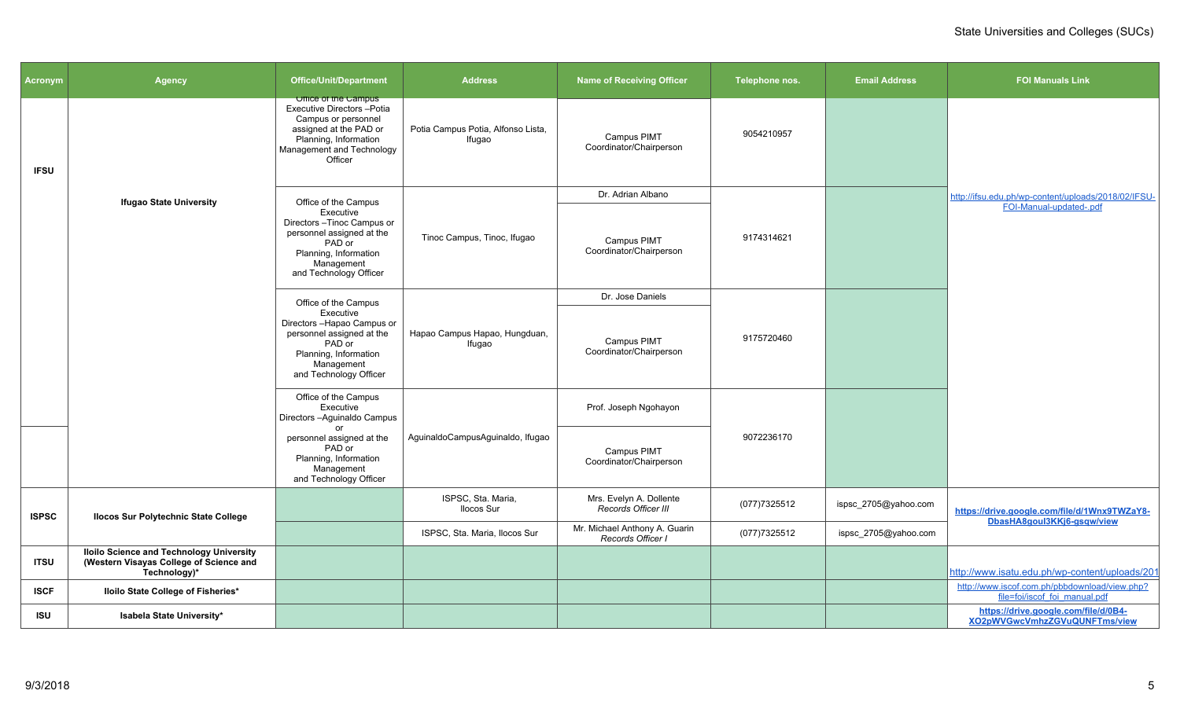| Acronym | Agency | Office/Unit/Department | Address | Name of Receiving Officer | Telephone nos. | Email Address | FOI Manuals Link |
|---|---|---|---|---|---|---|---|
| IFSU | Ifugao State University | Office of the Campus Executive Directors –Potia Campus or personnel assigned at the PAD or Planning, Information Management and Technology Officer | Potia Campus Potia, Alfonso Lista, Ifugao | Campus PIMT Coordinator/Chairperson | 9054210957 | | http://ifsu.edu.ph/wp-content/uploads/2018/02/IFSU-FOI-Manual-updated-.pdf |
| | | Office of the Campus Executive Directors –Tinoc Campus or personnel assigned at the PAD or Planning, Information Management and Technology Officer | Tinoc Campus, Tinoc, Ifugao | Dr. Adrian Albano<br>Campus PIMT Coordinator/Chairperson | 9174314621 | | |
| | | Office of the Campus Executive Directors –Hapao Campus or personnel assigned at the PAD or Planning, Information Management and Technology Officer | Hapao Campus Hapao, Hungduan, Ifugao | Dr. Jose Daniels<br>Campus PIMT Coordinator/Chairperson | 9175720460 | | |
| | | Office of the Campus Executive Directors –Aguinaldo Campus or personnel assigned at the PAD or Planning, Information Management and Technology Officer | AguinaldoCampusAguinaldo, Ifugao | Prof. Joseph Ngohayon<br>Campus PIMT Coordinator/Chairperson | 9072236170 | | |
| ISPSC | Ilocos Sur Polytechnic State College | | ISPSC, Sta. Maria, Ilocos Sur | Mrs. Evelyn A. Dollente<br>*Records Officer III* | (077)7325512 | ispsc_2705@yahoo.com | **https://drive.google.com/file/d/1Wnx9TWZaY8-DbasHA8goul3KKj6-gsqw/view** |
| | | | ISPSC, Sta. Maria, Ilocos Sur | Mr. Michael Anthony A. Guarin<br>*Records Officer I* | (077)7325512 | ispsc_2705@yahoo.com | |
| ITSU | Iloilo Science and Technology University (Western Visayas College of Science and Technology)* | | | | | | http://www.isatu.edu.ph/wp-content/uploads/201 |
| ISCF | Iloilo State College of Fisheries* | | | | | | http://www.iscof.com.ph/pbbdownload/view.php?file=foi/iscof_foi_manual.pdf |
| ISU | Isabela State University* | | | | | | **https://drive.google.com/file/d/0B4-XO2pWVGwcVmhzZGVuQUNFTms/view** |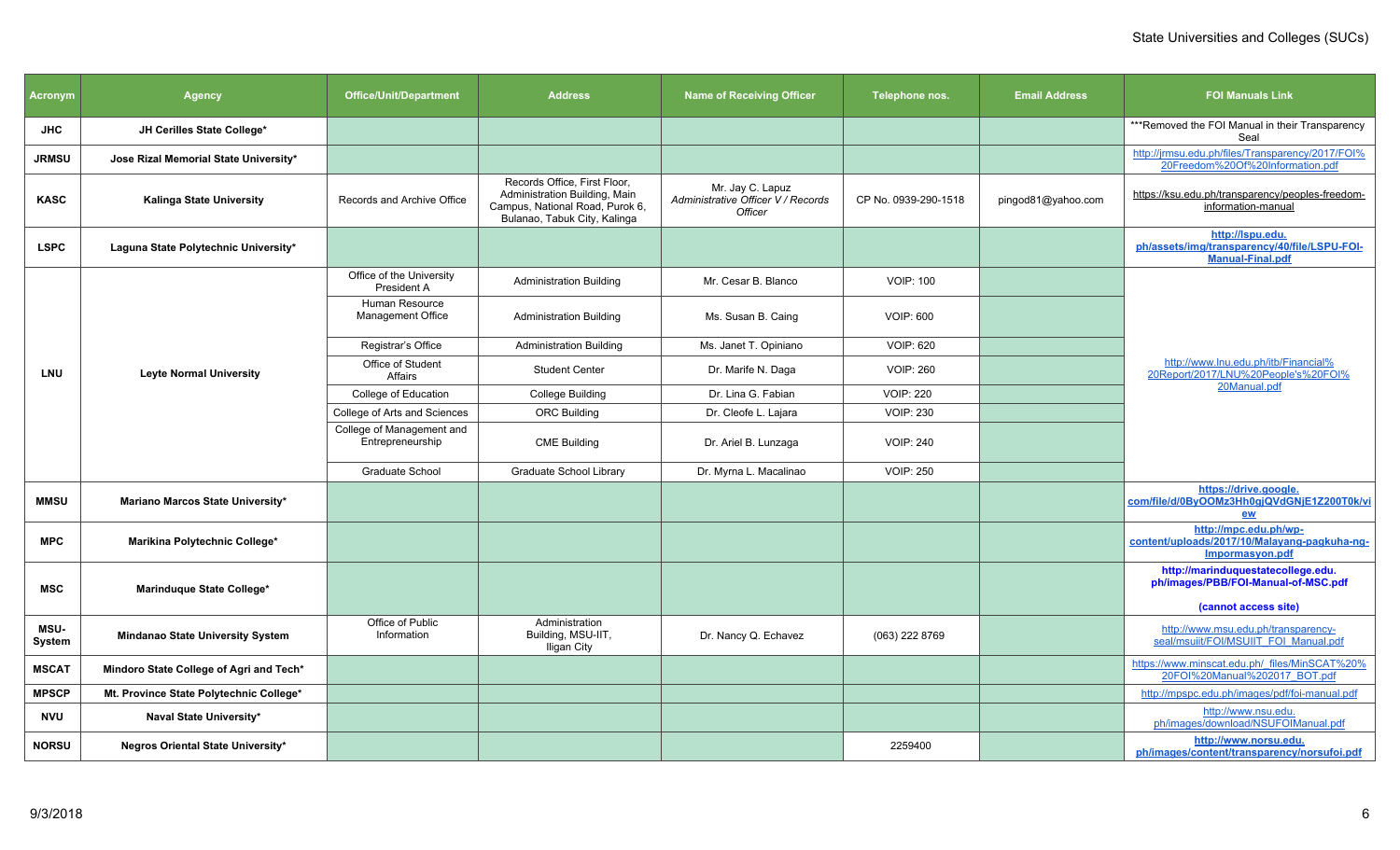| Acronym | Agency | Office/Unit/Department | Address | Name of Receiving Officer | Telephone nos. | Email Address | FOI Manuals Link |
|---|---|---|---|---|---|---|---|
| JHC | JH Cerilles State College* | | | | | | ***Removed the FOI Manual in their Transparency Seal |
| JRMSU | Jose Rizal Memorial State University* | | | | | | http://jrmsu.edu.ph/files/Transparency/2017/FOI%20Freedom%20Of%20Information.pdf |
| KASC | Kalinga State University | Records and Archive Office | Records Office, First Floor, Administration Building, Main Campus, National Road, Purok 6, Bulanao, Tabuk City, Kalinga | Mr. Jay C. Lapuz *Administrative Officer V / Records Officer* | CP No. 0939-290-1518 | pingod81@yahoo.com | https://ksu.edu.ph/transparency/peoples-freedom-information-manual |
| LSPC | Laguna State Polytechnic University* | | | | | | **http://lspu.edu.ph/assets/img/transparency/40/file/LSPU-FOI-Manual-Final.pdf** |
| LNU | Leyte Normal University | Office of the University President A | Administration Building | Mr. Cesar B. Blanco | VOIP: 100 | | http://www.lnu.edu.ph/itb/Financial%20Report/2017/LNU%20People's%20FOI%20Manual.pdf |
| | | Human Resource Management Office | Administration Building | Ms. Susan B. Caing | VOIP: 600 | | |
| | | Registrar's Office | Administration Building | Ms. Janet T. Opiniano | VOIP: 620 | | |
| | | Office of Student Affairs | Student Center | Dr. Marife N. Daga | VOIP: 260 | | |
| | | College of Education | College Building | Dr. Lina G. Fabian | VOIP: 220 | | |
| | | College of Arts and Sciences | ORC Building | Dr. Cleofe L. Lajara | VOIP: 230 | | |
| | | College of Management and Entrepreneurship | CME Building | Dr. Ariel B. Lunzaga | VOIP: 240 | | |
| | | Graduate School | Graduate School Library | Dr. Myrna L. Macalinao | VOIP: 250 | | |
| MMSU | Mariano Marcos State University* | | | | | | **https://drive.google.com/file/d/0ByOOMz3Hh0gjQVdGNjE1Z200T0k/view** |
| MPC | Marikina Polytechnic College* | | | | | | **http://mpc.edu.ph/wp-content/uploads/2017/10/Malayang-pagkuha-ng-Impormasyon.pdf** |
| MSC | Marinduque State College* | | | | | | **http://marinduquestatecollege.edu.ph/images/PBB/FOI-Manual-of-MSC.pdf (cannot access site)** |
| MSU-System | Mindanao State University System | Office of Public Information | Administration Building, MSU-IIT, Iligan City | Dr. Nancy Q. Echavez | (063) 222 8769 | | http://www.msu.edu.ph/transparency-seal/msuiit/FOI/MSUIIT_FOI_Manual.pdf |
| MSCAT | Mindoro State College of Agri and Tech* | | | | | | https://www.minscat.edu.ph/_files/MinSCAT%20FOI%20Manual%202017_BOT.pdf |
| MPSCP | Mt. Province State Polytechnic College* | | | | | | http://mpspc.edu.ph/images/pdf/foi-manual.pdf |
| NVU | Naval State University* | | | | | | http://www.nsu.edu.ph/images/download/NSUFOIManual.pdf |
| NORSU | Negros Oriental State University* | | | | 2259400 | | **http://www.norsu.edu.ph/images/content/transparency/norsufoi.pdf** |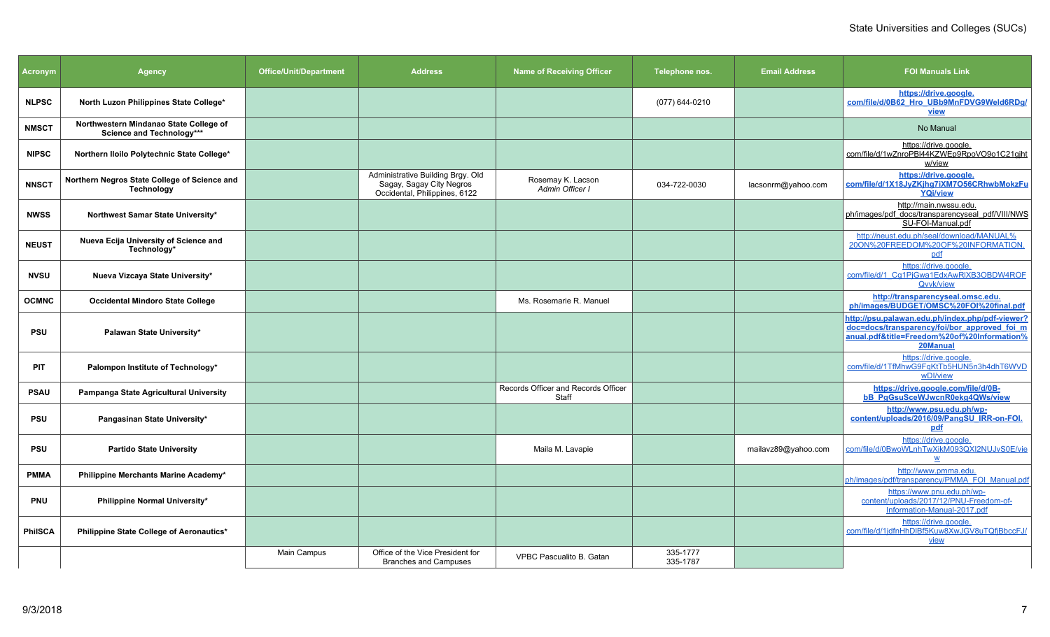| Acronym | Agency | Office/Unit/Department | Address | Name of Receiving Officer | Telephone nos. | Email Address | FOI Manuals Link |
|---|---|---|---|---|---|---|---|
| NLPSC | North Luzon Philippines State College* | | | | (077) 644-0210 | | https://drive.google.com/file/d/0B62_Hro_UBb9MnFDVG9Weld6RDg/view |
| NMSCT | Northwestern Mindanao State College of Science and Technology*** | | | | | | No Manual |
| NIPSC | Northern Iloilo Polytechnic State College* | | | | | | https://drive.google.com/file/d/1wZnroPBl44KZWEp9RpoVO9o1C21gjhtw/view |
| NNSCT | Northern Negros State College of Science and Technology | | Administrative Building Brgy. Old Sagay, Sagay City Negros Occidental, Philippines, 6122 | Rosemay K. Lacson *Admin Officer I* | 034-722-0030 | lacsonrm@yahoo.com | https://drive.google.com/file/d/1X18JyZKjhg7iXM7O56CRhwbMokzFuYQi/view |
| NWSS | Northwest Samar State University* | | | | | | http://main.nwssu.edu.ph/images/pdf_docs/transparencyseal_pdf/VIII/NWSSU-FOI-Manual.pdf |
| NEUST | Nueva Ecija University of Science and Technology* | | | | | | http://neust.edu.ph/seal/download/MANUAL%20ON%20FREEDOM%20OF%20INFORMATION.pdf |
| NVSU | Nueva Vizcaya State University* | | | | | | https://drive.google.com/file/d/1_Cg1PjGwa1EdxAwRlXB3OBDW4ROFQvvk/view |
| OCMNC | Occidental Mindoro State College | | | Ms. Rosemarie R. Manuel | | | http://transparencyseal.omsc.edu.ph/images/BUDGET/OMSC%20FOI%20final.pdf |
| PSU | Palawan State University* | | | | | | http://psu.palawan.edu.ph/index.php/pdf-viewer?doc=docs/transparency/foi/bor_approved_foi_manual.pdf&title=Freedom%20of%20Information%20Manual |
| PIT | Palompon Institute of Technology* | | | | | | https://drive.google.com/file/d/1TfMhwG9FqKtTb5HUN5n3h4dhT6WVDwDl/view |
| PSAU | Pampanga State Agricultural University | | | Records Officer and Records Officer Staff | | | https://drive.google.com/file/d/0B-bB_PgGsuSceWJwcnR0ekg4QWs/view |
| PSU | Pangasinan State University* | | | | | | http://www.psu.edu.ph/wp-content/uploads/2016/09/PangSU_IRR-on-FOI.pdf |
| PSU | Partido State University | | | Maila M. Lavapie | | mailavz89@yahoo.com | https://drive.google.com/file/d/0BwoWLnhTwXikM093QXl2NUJvS0E/view |
| PMMA | Philippine Merchants Marine Academy* | | | | | | http://www.pmma.edu.ph/images/pdf/transparency/PMMA_FOI_Manual.pdf |
| PNU | Philippine Normal University* | | | | | | https://www.pnu.edu.ph/wp-content/uploads/2017/12/PNU-Freedom-of-Information-Manual-2017.pdf |
| PhilSCA | Philippine State College of Aeronautics* | | | | | | https://drive.google.com/file/d/1jdfnHhDlBf5Kuw8XwJGV8uTQfjBbccFJ/view |
| | | Main Campus | Office of the Vice President for Branches and Campuses | VPBC Pascualito B. Gatan | 335-1777 335-1787 | | |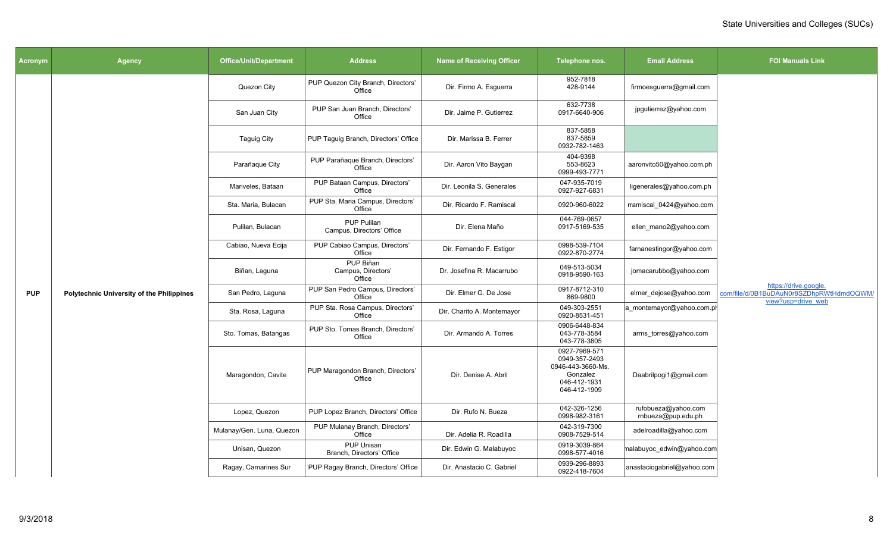| Acronym | Agency | Office/Unit/Department | Address | Name of Receiving Officer | Telephone nos. | Email Address | FOI Manuals Link |
|---|---|---|---|---|---|---|---|
| PUP | Polytechnic University of the Philippines | Quezon City | PUP Quezon City Branch, Directors' Office | Dir. Firmo A. Esguerra | 952-7818<br>428-9144 | firmoesguerra@gmail.com | https://drive.google.com/file/d/0B1BuDAuN0r8SZDhpRWtHdmdOQWM/view?usp=drive_web |
| | | San Juan City | PUP San Juan Branch, Directors' Office | Dir. Jaime P. Gutierrez | 632-7738<br>0917-6640-906 | jpgutierrez@yahoo.com | |
| | | Taguig City | PUP Taguig Branch, Directors' Office | Dir. Marissa B. Ferrer | 837-5858<br>837-5859<br>0932-782-1463 | | |
| | | Parañaque City | PUP Parañaque Branch, Directors' Office | Dir. Aaron Vito Baygan | 404-9398<br>553-8623<br>0999-493-7771 | aaronvito50@yahoo.com.ph | |
| | | Mariveles, Bataan | PUP Bataan Campus, Directors' Office | Dir. Leonila S. Generales | 047-935-7019<br>0927-927-6831 | ligenerales@yahoo.com.ph | |
| | | Sta. Maria, Bulacan | PUP Sta. Maria Campus, Directors' Office | Dir. Ricardo F. Ramiscal | 0920-960-6022 | rramiscal_0424@yahoo.com | |
| | | Pulilan, Bulacan | PUP Pulilan Campus, Directors' Office | Dir. Elena Maño | 044-769-0657<br>0917-5169-535 | ellen_mano2@yahoo.com | |
| | | Cabiao, Nueva Ecija | PUP Cabiao Campus, Directors' Office | Dir. Fernando F. Estigor | 0998-539-7104<br>0922-870-2774 | farnanestingor@yahoo.com | |
| | | Biñan, Laguna | PUP Biñan Campus, Directors' Office | Dir. Josefina R. Macarrubo | 049-513-5034<br>0918-9590-163 | jomacarubbo@yahoo.com | |
| | | San Pedro, Laguna | PUP San Pedro Campus, Directors' Office | Dir. Elmer G. De Jose | 0917-8712-310<br>869-9800 | elmer_dejose@yahoo.com | |
| | | Sta. Rosa, Laguna | PUP Sta. Rosa Campus, Directors' Office | Dir. Charito A. Montemayor | 049-303-2551<br>0920-8531-451 | a_montemayor@yahoo.com.ph | |
| | | Sto. Tomas, Batangas | PUP Sto. Tomas Branch, Directors' Office | Dir. Armando A. Torres | 0906-6448-834<br>043-778-3584<br>043-778-3805 | arms_torres@yahoo.com | |
| | | Maragondon, Cavite | PUP Maragondon Branch, Directors' Office | Dir. Denise A. Abril | 0927-7969-571<br>0949-357-2493<br>0946-443-3660-Ms. Gonzalez<br>046-412-1931<br>046-412-1909 | Daabrilpogi1@gmail.com | |
| | | Lopez, Quezon | PUP Lopez Branch, Directors' Office | Dir. Rufo N. Bueza | 042-326-1256<br>0998-982-3161 | rufobueza@yahoo.com<br>rnbueza@pup.edu.ph | |
| | | Mulanay/Gen. Luna, Quezon | PUP Mulanay Branch, Directors' Office | Dir. Adelia R. Roadilla | 042-319-7300<br>0908-7529-514 | adelroadilla@yahoo.com | |
| | | Unisan, Quezon | PUP Unisan Branch, Directors' Office | Dir. Edwin G. Malabuyoc | 0919-3039-864<br>0998-577-4016 | malabuyoc_edwin@yahoo.com | |
| | | Ragay, Camarines Sur | PUP Ragay Branch, Directors' Office | Dir. Anastacio C. Gabriel | 0939-296-8893<br>0922-418-7604 | anastaciogabriel@yahoo.com | |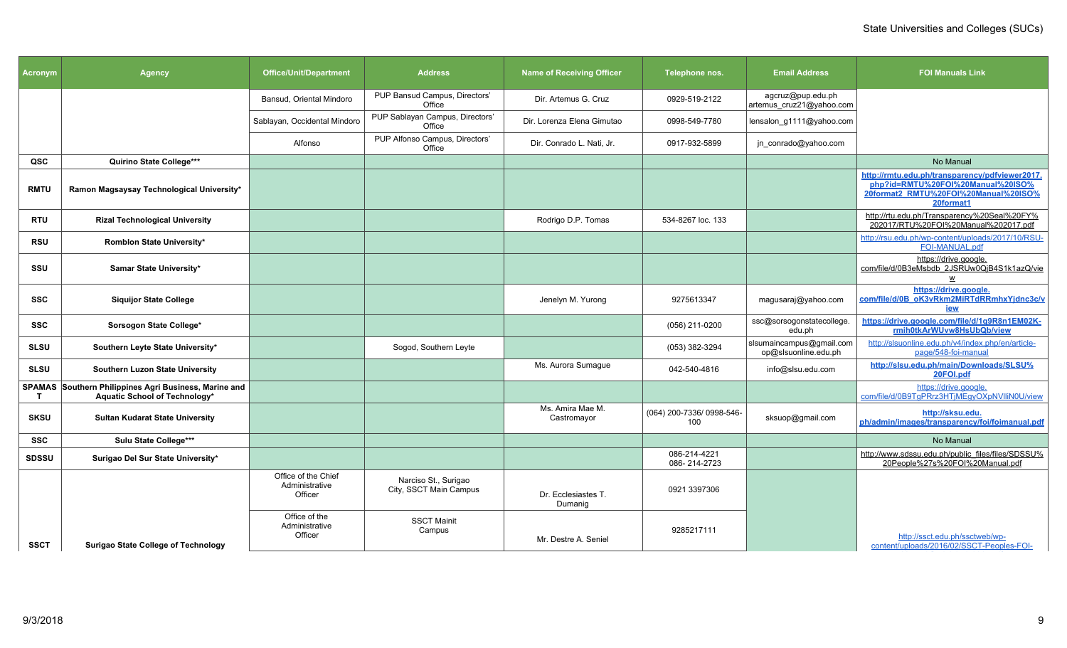| Acronym | Agency | Office/Unit/Department | Address | Name of Receiving Officer | Telephone nos. | Email Address | FOI Manuals Link |
|---|---|---|---|---|---|---|---|
| | | Bansud, Oriental Mindoro | PUP Bansud Campus, Directors' Office | Dir. Artemus G. Cruz | 0929-519-2122 | agcruz@pup.edu.ph artemus_cruz21@yahoo.com | |
| | | Sablayan, Occidental Mindoro | PUP Sablayan Campus, Directors' Office | Dir. Lorenza Elena Gimutao | 0998-549-7780 | lensalon_g1111@yahoo.com | |
| | | Alfonso | PUP Alfonso Campus, Directors' Office | Dir. Conrado L. Nati, Jr. | 0917-932-5899 | jn_conrado@yahoo.com | |
| QSC | Quirino State College*** | | | | | | No Manual |
| RMTU | Ramon Magsaysay Technological University* | | | | | | http://rmtu.edu.ph/transparency/pdfviewer2017.php?id=RMTU%20FOI%20Manual%20ISO%20format2_RMTU%20FOI%20Manual%20ISO%20format1 |
| RTU | Rizal Technological University | | | Rodrigo D.P. Tomas | 534-8267 loc. 133 | | http://rtu.edu.ph/Transparency%20Seal%20FY%202017/RTU%20FOI%20Manual%202017.pdf |
| RSU | Romblon State University* | | | | | | http://rsu.edu.ph/wp-content/uploads/2017/10/RSU-FOI-MANUAL.pdf |
| SSU | Samar State University* | | | | | | https://drive.google.com/file/d/0B3eMsbdb_2JSRUw0QjB4S1k1azQ/view |
| SSC | Siquijor State College | | | Jenelyn M. Yurong | 9275613347 | magusaraj@yahoo.com | https://drive.google.com/file/d/0B_oK3vRkm2MiRTdRRmhxYjdnc3c/view |
| SSC | Sorsogon State College* | | | | (056) 211-0200 | ssc@sorsogonstatecollege.edu.ph | https://drive.google.com/file/d/1g9R8n1EM02K-rmih0tkArWUvw8HsUbQb/view |
| SLSU | Southern Leyte State University* | | Sogod, Southern Leyte | | (053) 382-3294 | slsumaincampus@gmail.com op@slsuonline.edu.ph | http://slsuonline.edu.ph/v4/index.php/en/article-page/548-foi-manual |
| SLSU | Southern Luzon State University | | | Ms. Aurora Sumague | 042-540-4816 | info@slsu.edu.com | http://slsu.edu.ph/main/Downloads/SLSU%20FOI.pdf |
| SPAMAST | Southern Philippines Agri Business, Marine and Aquatic School of Technology* | | | | | | https://drive.google.com/file/d/0B9TqPRrz3HTjMEgyOXpNVlliN0U/view |
| SKSU | Sultan Kudarat State University | | | Ms. Amira Mae M. Castromayor | (064) 200-7336/ 0998-546-100 | sksuop@gmail.com | http://sksu.edu.ph/admin/images/transparency/foi/foimanual.pdf |
| SSC | Sulu State College*** | | | | | | No Manual |
| SDSSU | Surigao Del Sur State University* | | | | 086-214-4221 086- 214-2723 | | http://www.sdssu.edu.ph/public_files/files/SDSSU%20People%27s%20FOI%20Manual.pdf |
| SSCT | Surigao State College of Technology | Office of the Chief Administrative Officer | Narciso St., Surigao City, SSCT Main Campus | Dr. Ecclesiastes T. Dumanig | 0921 3397306 | | http://ssct.edu.ph/ssctweb/wp-content/uploads/2016/02/SSCT-Peoples-FOI- |
| | | Office of the Administrative Officer | SSCT Mainit Campus | Mr. Destre A. Seniel | 9285217111 | | |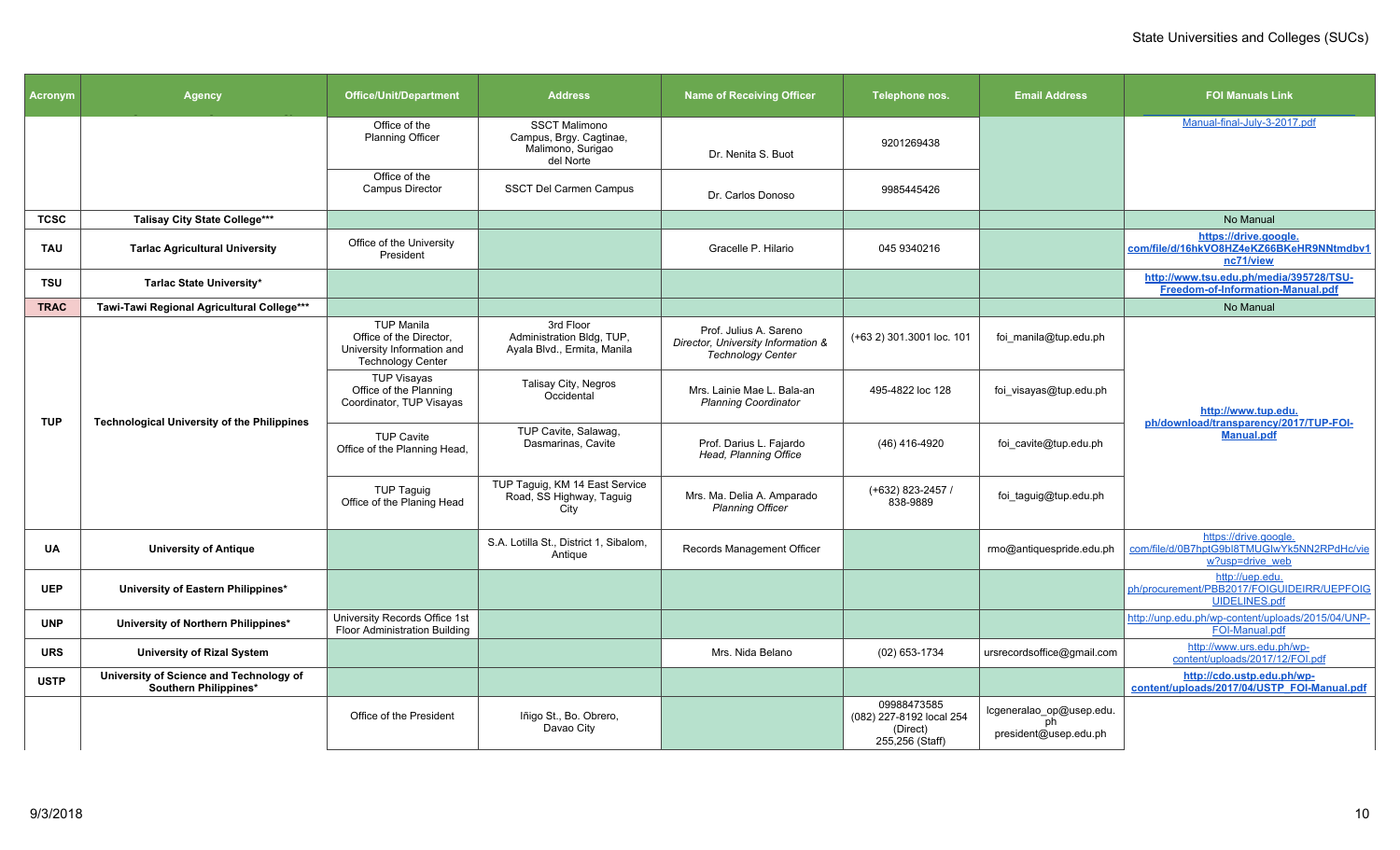| Acronym | Agency | Office/Unit/Department | Address | Name of Receiving Officer | Telephone nos. | Email Address | FOI Manuals Link |
|---|---|---|---|---|---|---|---|
| | | Office of the Planning Officer | SSCT Malimono Campus, Brgy. Cagtinae, Malimono, Surigao del Norte | Dr. Nenita S. Buot | 9201269438 | | Manual-final-July-3-2017.pdf |
| | | Office of the Campus Director | SSCT Del Carmen Campus | Dr. Carlos Donoso | 9985445426 | | |
| **TCSC** | **Talisay City State College*** ** | | | | | | No Manual |
| **TAU** | **Tarlac Agricultural University** | Office of the University President | | Gracelle P. Hilario | 045 9340216 | | **https://drive.google.com/file/d/16hkVO8HZ4eKZ66BKeHR9NNtmdbv1nc71/view** |
| **TSU** | **Tarlac State University*** | | | | | | **http://www.tsu.edu.ph/media/395728/TSU-Freedom-of-Information-Manual.pdf** |
| **TRAC** | **Tawi-Tawi Regional Agricultural College*** ** | | | | | | No Manual |
| **TUP** | **Technological University of the Philippines** | TUP Manila Office of the Director, University Information and Technology Center | 3rd Floor Administration Bldg, TUP, Ayala Blvd., Ermita, Manila | Prof. Julius A. Sareno *Director, University Information & Technology Center* | (+63 2) 301.3001 loc. 101 | foi_manila@tup.edu.ph | **http://www.tup.edu.ph/download/transparency/2017/TUP-FOI-Manual.pdf** |
| | | TUP Visayas Office of the Planning Coordinator, TUP Visayas | Talisay City, Negros Occidental | Mrs. Lainie Mae L. Bala-an *Planning Coordinator* | 495-4822 loc 128 | foi_visayas@tup.edu.ph | |
| | | TUP Cavite Office of the Planning Head, | TUP Cavite, Salawag, Dasmarinas, Cavite | Prof. Darius L. Fajardo *Head, Planning Office* | (46) 416-4920 | foi_cavite@tup.edu.ph | |
| | | TUP Taguig Office of the Planing Head | TUP Taguig, KM 14 East Service Road, SS Highway, Taguig City | Mrs. Ma. Delia A. Amparado *Planning Officer* | (+632) 823-2457 / 838-9889 | foi_taguig@tup.edu.ph | |
| **UA** | **University of Antique** | | S.A. Lotilla St., District 1, Sibalom, Antique | Records Management Officer | | rmo@antiquespride.edu.ph | https://drive.google.com/file/d/0B7hptG9bl8TMUGlwYk5NN2RPdHc/view?usp=drive_web |
| **UEP** | **University of Eastern Philippines*** | | | | | | http://uep.edu.ph/procurement/PBB2017/FOIGUIDEIRR/UEPFOIGUIDELINES.pdf |
| **UNP** | **University of Northern Philippines*** | University Records Office 1st Floor Administration Building | | | | | http://unp.edu.ph/wp-content/uploads/2015/04/UNP-FOI-Manual.pdf |
| **URS** | **University of Rizal System** | | | Mrs. Nida Belano | (02) 653-1734 | ursrecordsoffice@gmail.com | http://www.urs.edu.ph/wp-content/uploads/2017/12/FOI.pdf |
| **USTP** | **University of Science and Technology of Southern Philippines*** | | | | | | **http://cdo.ustp.edu.ph/wp-content/uploads/2017/04/USTP_FOI-Manual.pdf** |
| | | Office of the President | Iñigo St., Bo. Obrero, Davao City | | 09988473585 (082) 227-8192 local 254 (Direct) 255,256 (Staff) | lcgeneralao_op@usep.edu.ph president@usep.edu.ph | |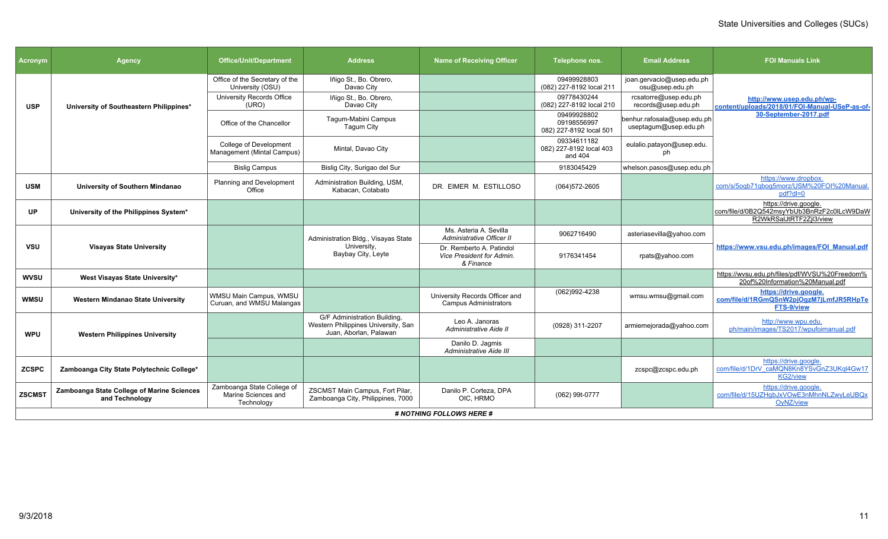| Acronym | Agency | Office/Unit/Department | Address | Name of Receiving Officer | Telephone nos. | Email Address | FOI Manuals Link |
|---|---|---|---|---|---|---|---|
| USP | University of Southeastern Philippines* | Office of the Secretary of the University (OSU) | Iñigo St., Bo. Obrero, Davao City | | 09499928803 (082) 227-8192 local 211 | joan.gervacio@usep.edu.ph osu@usep.edu.ph | http://www.usep.edu.ph/wp-content/uploads/2018/01/FOI-Manual-USeP-as-of-30-September-2017.pdf |
| | | University Records Office (URO) | Iñigo St., Bo. Obrero, Davao City | | 09778430244 (082) 227-8192 local 210 | rcsatorre@usep.edu.ph records@usep.edu.ph | |
| | | Office of the Chancellor | Tagum-Mabini Campus Tagum City | | 09499928802 09198556997 082) 227-8192 local 501 | benhur.rafosala@usep.edu.ph useptagum@usep.edu.ph | |
| | | College of Development Management (Mintal Campus) | Mintal, Davao City | | 09334611182 082) 227-8192 local 403 and 404 | eulalio.patayon@usep.edu.ph | |
| | | Bislig Campus | Bislig City, Surigao del Sur | | 9183045429 | whelson.pasos@usep.edu.ph | |
| USM | University of Southern Mindanao | Planning and Development Office | Administration Building, USM, Kabacan, Cotabato | DR. EIMER M. ESTILLOSO | (064)572-2605 | | https://www.dropbox.com/s/5oqb71qboq5morz/USM%20FOI%20Manual.pdf?dl=0 |
| UP | University of the Philippines System* | | | | | | https://drive.google.com/file/d/0B2Q542msyYbUb3BnRzF2c0lLcW9DaWR2WkRSalJtRTF2Zjl3/view |
| VSU | Visayas State University | | Administration Bldg., Visayas State University, Baybay City, Leyte | Ms. Asteria A. Sevilla *Administrative Officer II* | 9062716490 | asteriasevilla@yahoo.com | https://www.vsu.edu.ph/images/FOI_Manual.pdf |
| | | | | Dr. Remberto A. Patindol *Vice President for Admin. & Finance* | 9176341454 | rpats@yahoo.com | |
| WVSU | West Visayas State University* | | | | | | https://wvsu.edu.ph/files/pdf/WVSU%20Freedom%20of%20Information%20Manual.pdf |
| WMSU | Western Mindanao State University | WMSU Main Campus, WMSU Curuan, and WMSU Malangas | | University Records Officer and Campus Administrators | (062)992-4238 | wmsu.wmsu@gmail.com | https://drive.google.com/file/d/1RGmQSnW2pjOgzM7jLmfJR5RHpTeFTS-9/view |
| WPU | Western Philippines University | | G/F Administration Building, Western Philippines University, San Juan, Aborlan, Palawan | Leo A. Janoras *Administrative Aide II* | (0928) 311-2207 | armiemejorada@yahoo.com | http://www.wpu.edu.ph/main/images/TS2017/wpufoimanual.pdf |
| | | | | Danilo D. Jagmis *Administrative Aide III* | | | |
| ZCSPC | Zamboanga City State Polytechnic College* | | | | | zcspc@zcspc.edu.ph | https://drive.google.com/file/d/1DrV_caMQN8Kn8YSvGnZ3UKql4Gw17KG2/view |
| ZSCMST | Zamboanga State College of Marine Sciences and Technology | Zamboanga State College of Marine Sciences and Technology | ZSCMST Main Campus, Fort Pilar, Zamboanga City, Philippines, 7000 | Danilo P. Corteza, DPA OIC, HRMO | (062) 99t-0777 | | https://drive.google.com/file/d/15UZHgbJxVOwE3nMhnNLZwyLeUBQxOyNZ/view |

***# NOTHING FOLLOWS HERE #***

9/3/2018